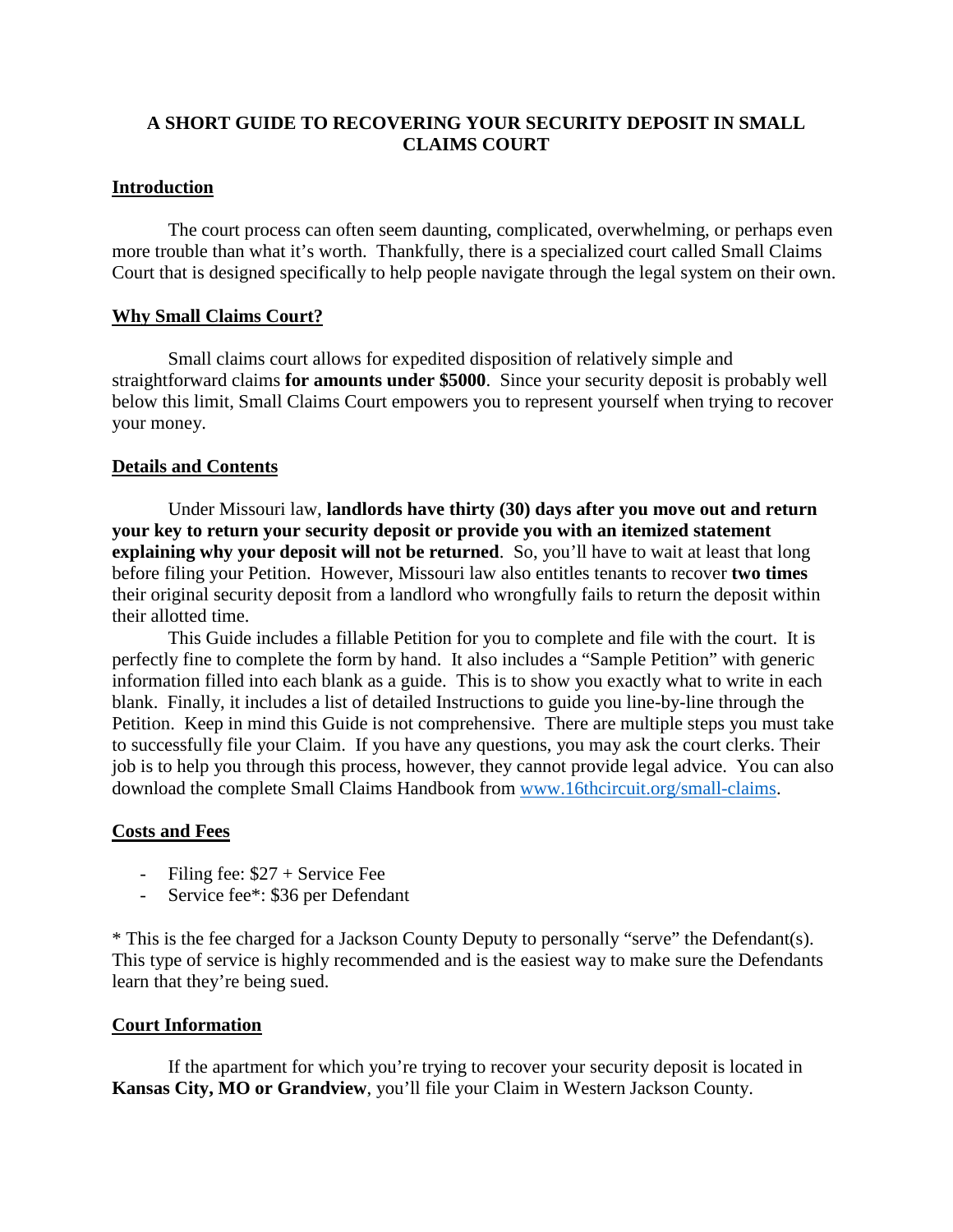# A SHORT GUIDE TO RECOVERING YOUR SECURITY DEPOSIT IN SMALL CLAIMS COURT

## Introduction

The court process can often seem daunting, complicated, overwhelming, or perhaps even more trouble than what it's worth. Thankfully, there is a specialized court called Small Claims Court that is designed specifically to help people navigate through the legal system on their own.

## Why Small Claims Court?

Small claims court allows for expedited disposition of relatively simple and straightforward claims **for amounts under $5000**. Since your security deposit is probably well below this limit, Small Claims Court empowers you to represent yourself when trying to recover your money.

## Details and Contents

Under Missouri law, **landlords have thirty (30) days after you move out and return your key to return your security deposit or provide you with an itemized statement explaining why your deposit will not be returned**. So, you'll have to wait at least that long before filing your Petition. However, Missouri law also entitles tenants to recover **two times** their original security deposit from a landlord who wrongfully fails to return the deposit within their allotted time.

This Guide includes a fillable Petition for you to complete and file with the court. It is perfectly fine to complete the form by hand. It also includes a "Sample Petition" with generic information filled into each blank as a guide. This is to show you exactly what to write in each blank. Finally, it includes a list of detailed Instructions to guide you line-by-line through the Petition. Keep in mind this Guide is not comprehensive. There are multiple steps you must take to successfully file your Claim. If you have any questions, you may ask the court clerks. Their job is to help you through this process, however, they cannot provide legal advice. You can also download the complete Small Claims Handbook from [www.16thcircuit.org/small-claims](http://www.16thcircuit.org/small-claims).

## Costs and Fees

- Filing fee: $27 + Service Fee
- Service fee*: $36 per Defendant

* This is the fee charged for a Jackson County Deputy to personally "serve" the Defendant(s). This type of service is highly recommended and is the easiest way to make sure the Defendants learn that they're being sued.

## Court Information

If the apartment for which you're trying to recover your security deposit is located in **Kansas City, MO or Grandview**, you'll file your Claim in Western Jackson County.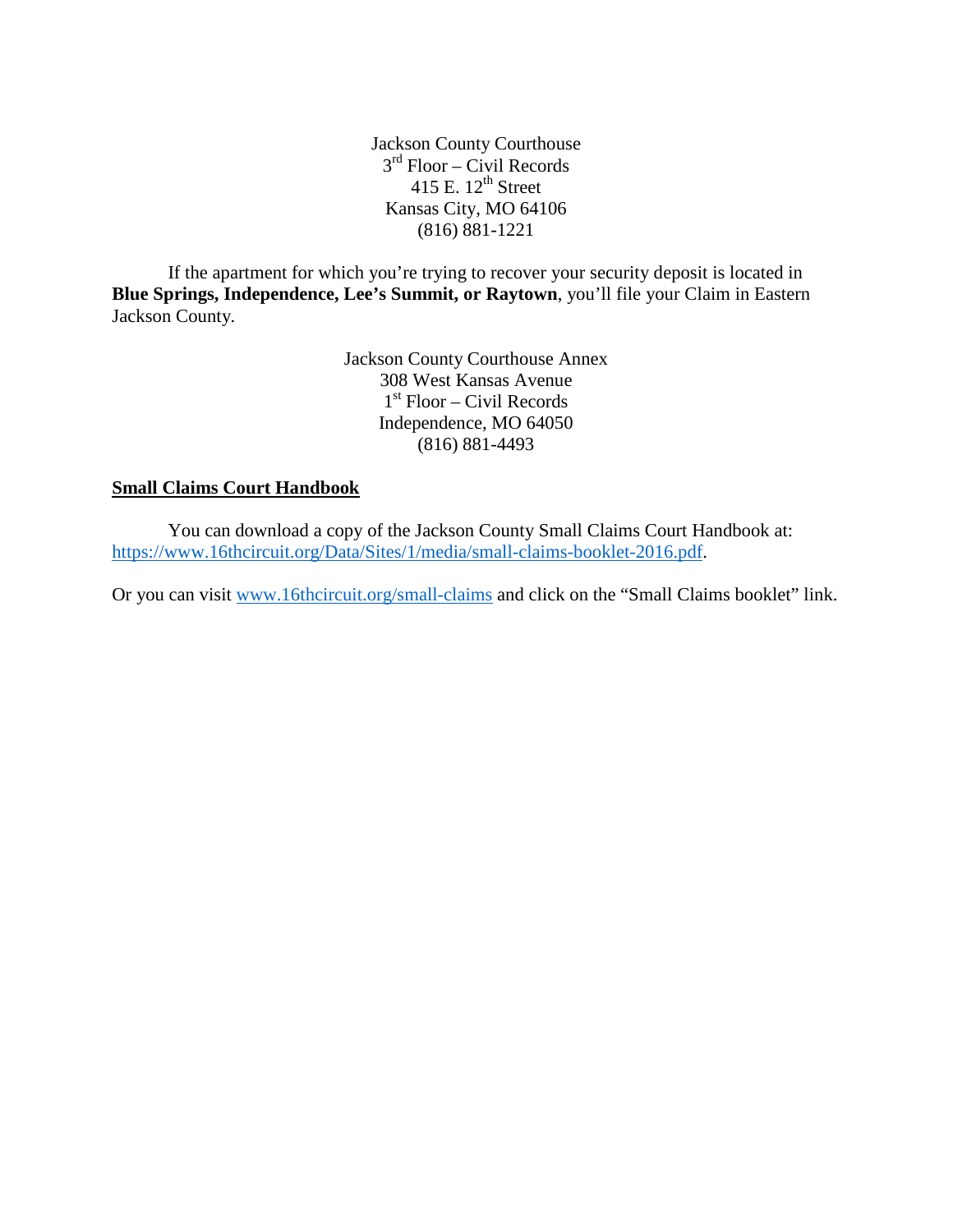Jackson County Courthouse
3rd Floor – Civil Records
415 E. 12th Street
Kansas City, MO 64106
(816) 881-1221

If the apartment for which you're trying to recover your security deposit is located in **Blue Springs, Independence, Lee's Summit, or Raytown**, you'll file your Claim in Eastern Jackson County.

Jackson County Courthouse Annex
308 West Kansas Avenue
1st Floor – Civil Records
Independence, MO 64050
(816) 881-4493

## Small Claims Court Handbook

You can download a copy of the Jackson County Small Claims Court Handbook at: https://www.16thcircuit.org/Data/Sites/1/media/small-claims-booklet-2016.pdf.

Or you can visit www.16thcircuit.org/small-claims and click on the "Small Claims booklet" link.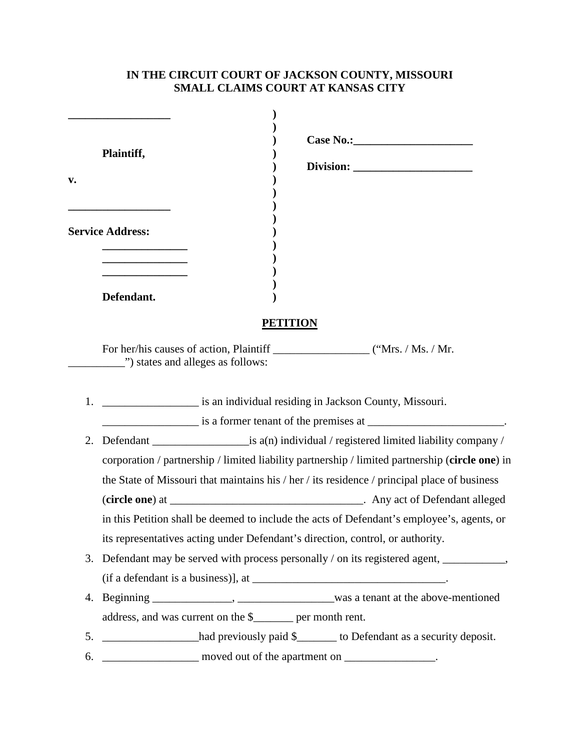**IN THE CIRCUIT COURT OF JACKSON COUNTY, MISSOURI**
**SMALL CLAIMS COURT AT KANSAS CITY**

| | | |
|---|---|---|
| __________________ | ) | |
| | ) | |
| | ) | **Case No.:**_____________________ |
| **Plaintiff,** | ) | |
| | ) | **Division:** _____________________ |
| **v.** | ) | |
| | ) | |
| __________________ | ) | |
| | ) | |
| **Service Address:** | ) | |
| _______________ | ) | |
| _______________ | ) | |
| _______________ | ) | |
| | ) | |
| **Defendant.** | ) | |

**PETITION**

For her/his causes of action, Plaintiff _________________ ("Mrs. / Ms. / Mr. __________") states and alleges as follows:

1. _________________ is an individual residing in Jackson County, Missouri. _________________ is a former tenant of the premises at ________________________.
2. Defendant _________________is a(n) individual / registered limited liability company / corporation / partnership / limited liability partnership / limited partnership (**circle one**) in the State of Missouri that maintains his / her / its residence / principal place of business (**circle one**) at __________________________________. Any act of Defendant alleged in this Petition shall be deemed to include the acts of Defendant's employee's, agents, or its representatives acting under Defendant's direction, control, or authority.
3. Defendant may be served with process personally / on its registered agent, ___________, (if a defendant is a business)], at __________________________________.
4. Beginning ______________, _________________was a tenant at the above-mentioned address, and was current on the $_______ per month rent.
5. _________________had previously paid $_______ to Defendant as a security deposit.
6. _________________ moved out of the apartment on ________________.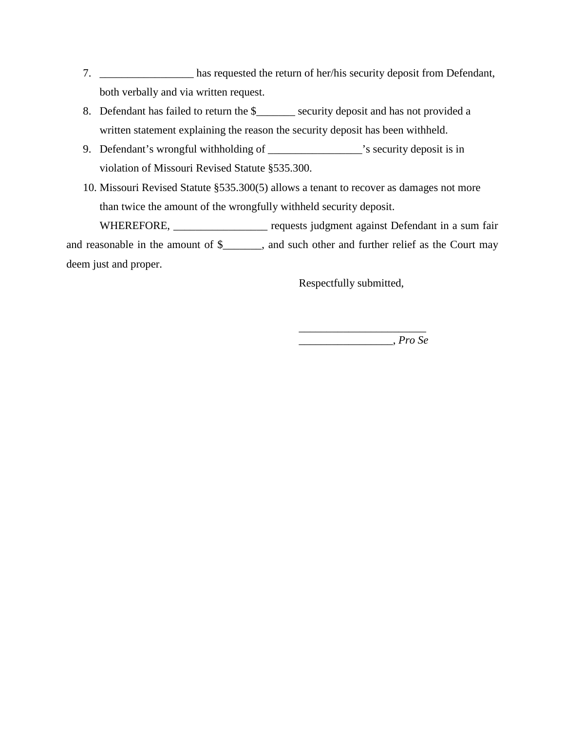7. _________________ has requested the return of her/his security deposit from Defendant, both verbally and via written request.
8. Defendant has failed to return the $_______ security deposit and has not provided a written statement explaining the reason the security deposit has been withheld.
9. Defendant's wrongful withholding of _________________'s security deposit is in violation of Missouri Revised Statute §535.300.
10. Missouri Revised Statute §535.300(5) allows a tenant to recover as damages not more than twice the amount of the wrongfully withheld security deposit.

WHEREFORE, _________________ requests judgment against Defendant in a sum fair and reasonable in the amount of $_______, and such other and further relief as the Court may deem just and proper.

Respectfully submitted,

_______________________
_________________, *Pro Se*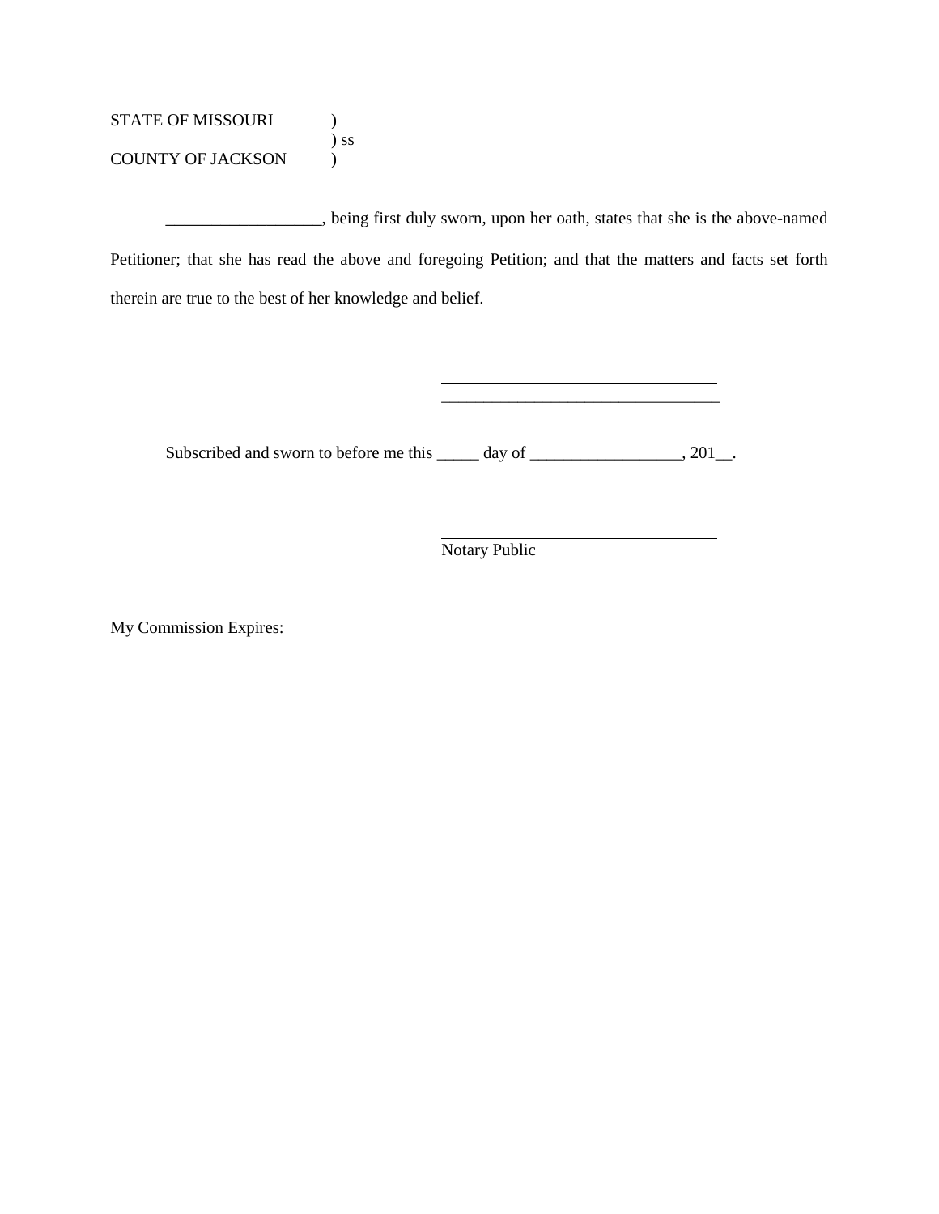STATE OF MISSOURI )
) ss
COUNTY OF JACKSON )

__________________, being first duly sworn, upon her oath, states that she is the above-named Petitioner; that she has read the above and foregoing Petition; and that the matters and facts set forth therein are true to the best of her knowledge and belief.

_________________________________
_________________________________

Subscribed and sworn to before me this _____ day of __________________, 201__.

_________________________________
Notary Public

My Commission Expires: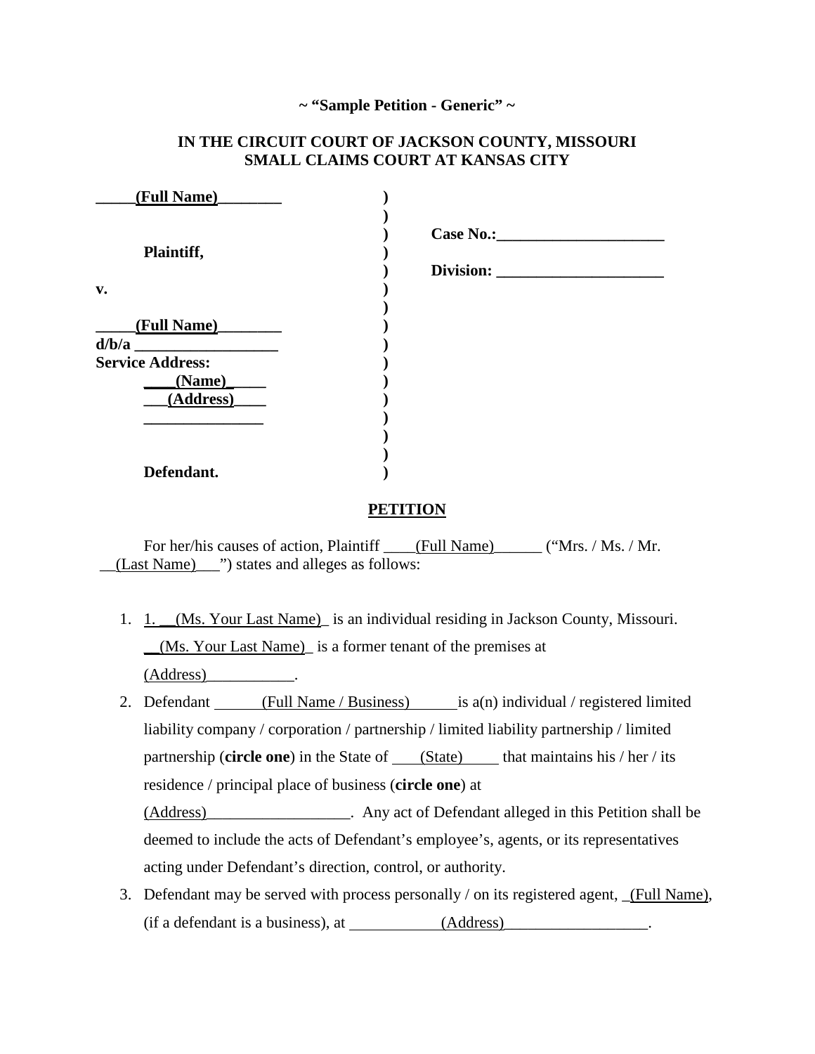**~ "Sample Petition - Generic" ~**

**IN THE CIRCUIT COURT OF JACKSON COUNTY, MISSOURI**
**SMALL CLAIMS COURT AT KANSAS CITY**

| | | |
|---|---|---|
| **_____(Full Name)________** | **)** | |
| | **)** | |
| | **)** | **Case No.:_____________________** |
| **Plaintiff,** | **)** | |
| | **)** | **Division: _____________________** |
| **v.** | **)** | |
| | **)** | |
| **_____(Full Name)________** | **)** | |
| **d/b/a __________________** | **)** | |
| **Service Address:** | **)** | |
| **____(Name)_____** | **)** | |
| **___(Address)____** | **)** | |
| **_______________** | **)** | |
| | **)** | |
| | **)** | |
| **Defendant.** | **)** | |

## PETITION

For her/his causes of action, Plaintiff ____(Full Name)______ ("Mrs. / Ms. / Mr. __(Last Name)___") states and alleges as follows:

1. 1. __(Ms. Your Last Name)_ is an individual residing in Jackson County, Missouri. __(Ms. Your Last Name)_ is a former tenant of the premises at (Address)___________.
2. Defendant ______(Full Name / Business)______is a(n) individual / registered limited liability company / corporation / partnership / limited liability partnership / limited partnership (**circle one**) in the State of ___(State)_____ that maintains his / her / its residence / principal place of business (**circle one**) at (Address)__________________. Any act of Defendant alleged in this Petition shall be deemed to include the acts of Defendant's employee's, agents, or its representatives acting under Defendant's direction, control, or authority.
3. Defendant may be served with process personally / on its registered agent, _(Full Name), (if a defendant is a business), at ___________(Address)__________________.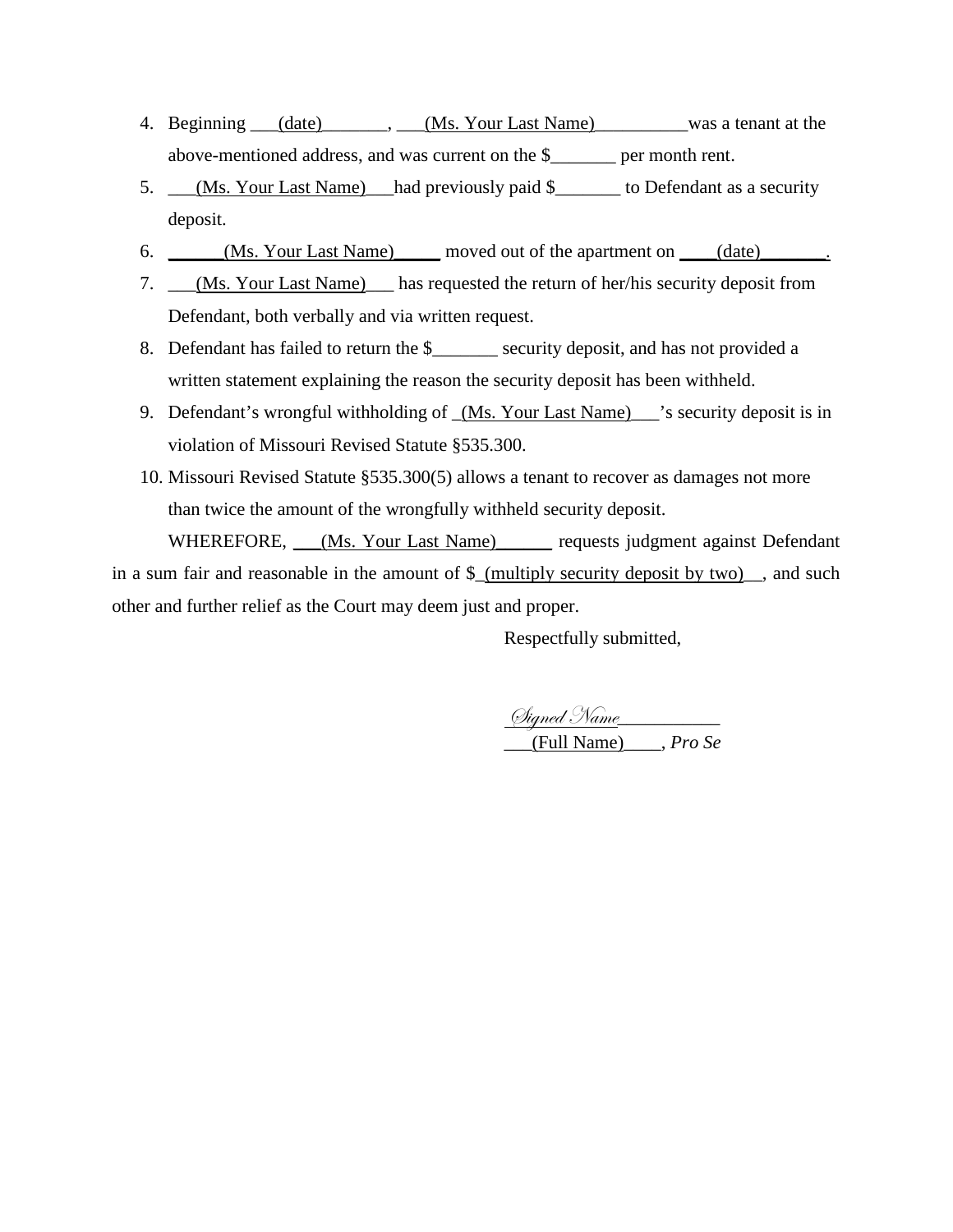4. Beginning ___(date)_______, ___(Ms. Your Last Name)__________was a tenant at the above-mentioned address, and was current on the $_______ per month rent.
5. ___(Ms. Your Last Name)___had previously paid $_______ to Defendant as a security deposit.
6. ______(Ms. Your Last Name)_____ moved out of the apartment on ____(date)_______.
7. ___(Ms. Your Last Name)___ has requested the return of her/his security deposit from Defendant, both verbally and via written request.
8. Defendant has failed to return the $_______ security deposit, and has not provided a written statement explaining the reason the security deposit has been withheld.
9. Defendant's wrongful withholding of _(Ms. Your Last Name)___'s security deposit is in violation of Missouri Revised Statute §535.300.
10. Missouri Revised Statute §535.300(5) allows a tenant to recover as damages not more than twice the amount of the wrongfully withheld security deposit.

WHEREFORE, ___(Ms. Your Last Name)______ requests judgment against Defendant in a sum fair and reasonable in the amount of $_(multiply security deposit by two)__, and such other and further relief as the Court may deem just and proper.

Respectfully submitted,

_Signed Name___________

___(Full Name)____, *Pro Se*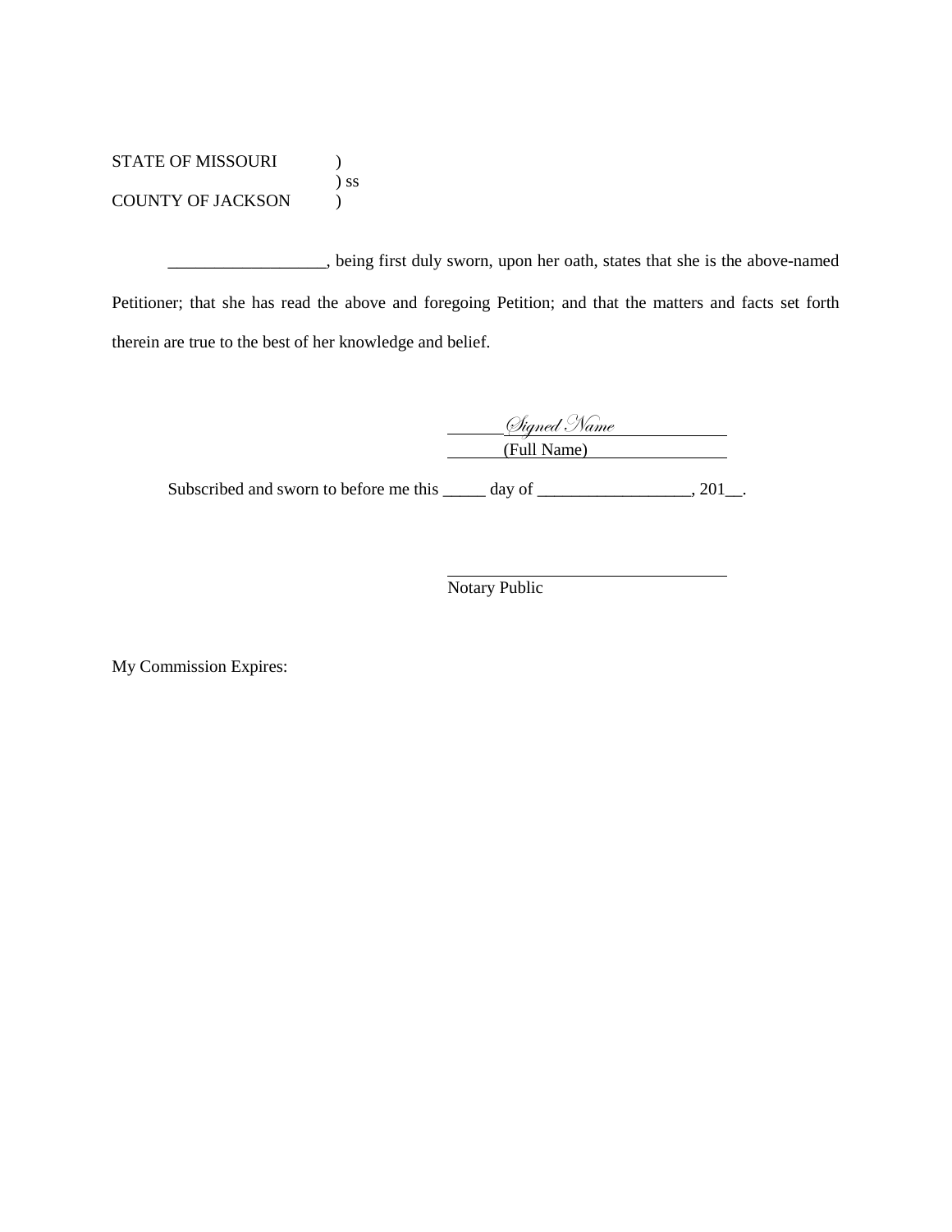STATE OF MISSOURI )
) ss
COUNTY OF JACKSON )

__________________, being first duly sworn, upon her oath, states that she is the above-named Petitioner; that she has read the above and foregoing Petition; and that the matters and facts set forth therein are true to the best of her knowledge and belief.

*Signed Name*
(Full Name)

Subscribed and sworn to before me this _____ day of __________________, 201__.

___________________________________
Notary Public

My Commission Expires: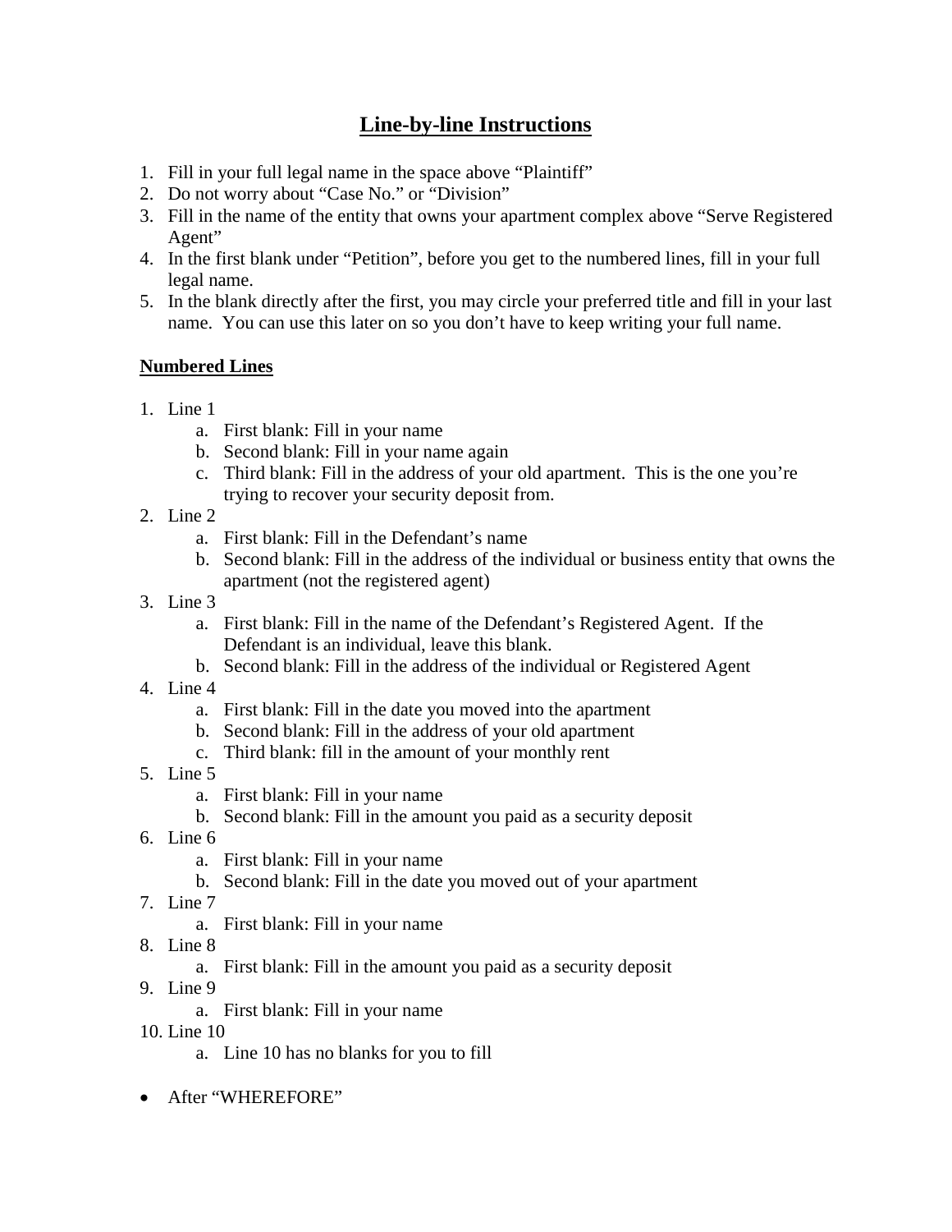# Line-by-line Instructions

1. Fill in your full legal name in the space above "Plaintiff"
2. Do not worry about "Case No." or "Division"
3. Fill in the name of the entity that owns your apartment complex above "Serve Registered Agent"
4. In the first blank under "Petition", before you get to the numbered lines, fill in your full legal name.
5. In the blank directly after the first, you may circle your preferred title and fill in your last name. You can use this later on so you don't have to keep writing your full name.

**Numbered Lines**

1. Line 1
   a. First blank: Fill in your name
   b. Second blank: Fill in your name again
   c. Third blank: Fill in the address of your old apartment. This is the one you're trying to recover your security deposit from.
2. Line 2
   a. First blank: Fill in the Defendant's name
   b. Second blank: Fill in the address of the individual or business entity that owns the apartment (not the registered agent)
3. Line 3
   a. First blank: Fill in the name of the Defendant's Registered Agent. If the Defendant is an individual, leave this blank.
   b. Second blank: Fill in the address of the individual or Registered Agent
4. Line 4
   a. First blank: Fill in the date you moved into the apartment
   b. Second blank: Fill in the address of your old apartment
   c. Third blank: fill in the amount of your monthly rent
5. Line 5
   a. First blank: Fill in your name
   b. Second blank: Fill in the amount you paid as a security deposit
6. Line 6
   a. First blank: Fill in your name
   b. Second blank: Fill in the date you moved out of your apartment
7. Line 7
   a. First blank: Fill in your name
8. Line 8
   a. First blank: Fill in the amount you paid as a security deposit
9. Line 9
   a. First blank: Fill in your name
10. Line 10
    a. Line 10 has no blanks for you to fill

- After "WHEREFORE"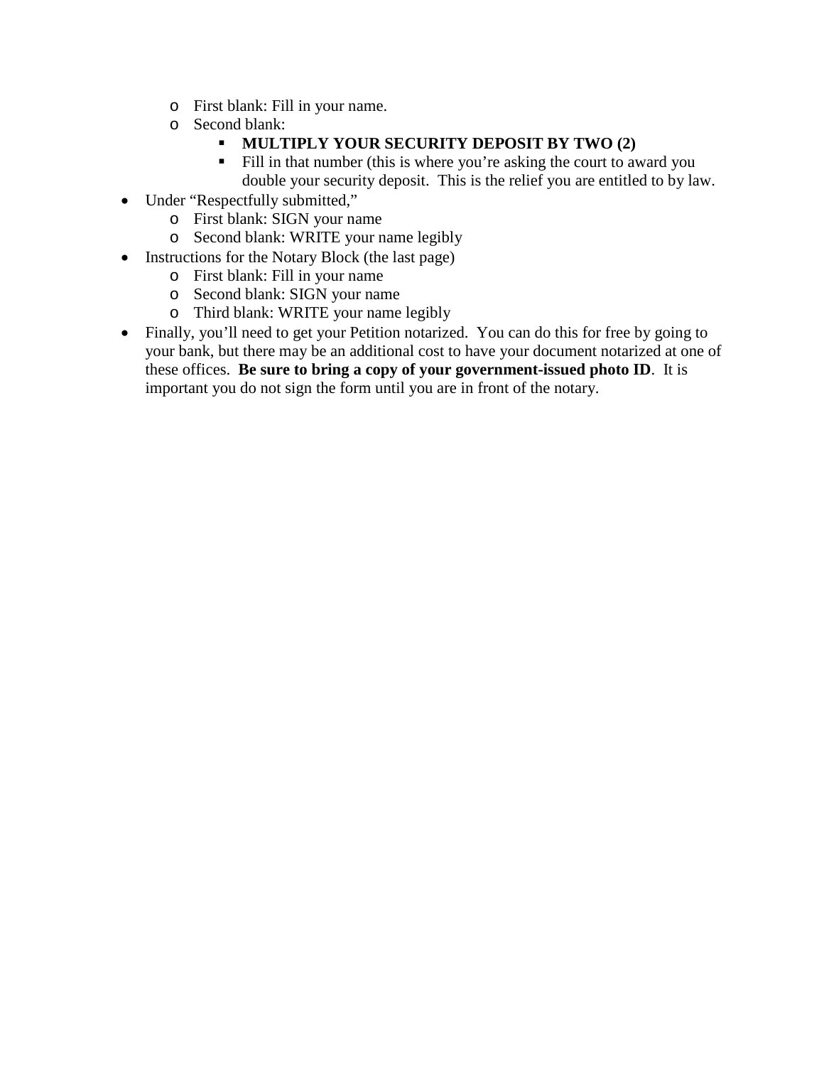- First blank: Fill in your name.
  - Second blank:
    - **MULTIPLY YOUR SECURITY DEPOSIT BY TWO (2)**
    - Fill in that number (this is where you're asking the court to award you double your security deposit. This is the relief you are entitled to by law.
- Under "Respectfully submitted,"
  - First blank: SIGN your name
  - Second blank: WRITE your name legibly
- Instructions for the Notary Block (the last page)
  - First blank: Fill in your name
  - Second blank: SIGN your name
  - Third blank: WRITE your name legibly
- Finally, you'll need to get your Petition notarized. You can do this for free by going to your bank, but there may be an additional cost to have your document notarized at one of these offices. **Be sure to bring a copy of your government-issued photo ID**. It is important you do not sign the form until you are in front of the notary.